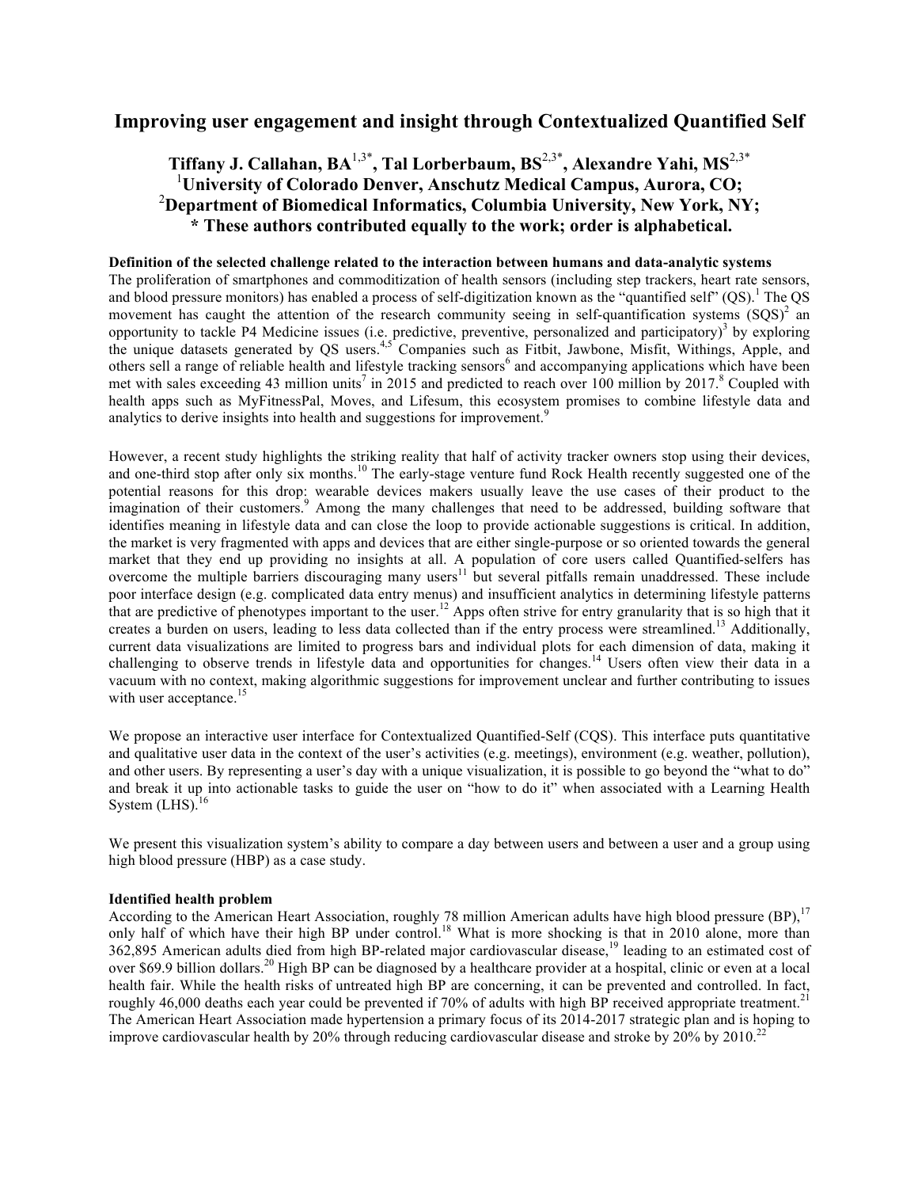# Improving user engagement and insight through Contextualized Quantified Self

**Tiffany J. Callahan, BA[1,3*], Tal Lorberbaum, BS[2,3*], Alexandre Yahi, MS[2,3*]**
**[1]University of Colorado Denver, Anschutz Medical Campus, Aurora, CO;**
**[2]Department of Biomedical Informatics, Columbia University, New York, NY;**
**\* These authors contributed equally to the work; order is alphabetical.**

**Definition of the selected challenge related to the interaction between humans and data-analytic systems**

The proliferation of smartphones and commoditization of health sensors (including step trackers, heart rate sensors, and blood pressure monitors) has enabled a process of self-digitization known as the "quantified self" (QS).[1] The QS movement has caught the attention of the research community seeing in self-quantification systems (SQS)[2] an opportunity to tackle P4 Medicine issues (i.e. predictive, preventive, personalized and participatory)[3] by exploring the unique datasets generated by QS users.[4,5] Companies such as Fitbit, Jawbone, Misfit, Withings, Apple, and others sell a range of reliable health and lifestyle tracking sensors[6] and accompanying applications which have been met with sales exceeding 43 million units[7] in 2015 and predicted to reach over 100 million by 2017.[8] Coupled with health apps such as MyFitnessPal, Moves, and Lifesum, this ecosystem promises to combine lifestyle data and analytics to derive insights into health and suggestions for improvement.[9]

However, a recent study highlights the striking reality that half of activity tracker owners stop using their devices, and one-third stop after only six months.[10] The early-stage venture fund Rock Health recently suggested one of the potential reasons for this drop: wearable devices makers usually leave the use cases of their product to the imagination of their customers.[9] Among the many challenges that need to be addressed, building software that identifies meaning in lifestyle data and can close the loop to provide actionable suggestions is critical. In addition, the market is very fragmented with apps and devices that are either single-purpose or so oriented towards the general market that they end up providing no insights at all. A population of core users called Quantified-selfers has overcome the multiple barriers discouraging many users[11] but several pitfalls remain unaddressed. These include poor interface design (e.g. complicated data entry menus) and insufficient analytics in determining lifestyle patterns that are predictive of phenotypes important to the user.[12] Apps often strive for entry granularity that is so high that it creates a burden on users, leading to less data collected than if the entry process were streamlined.[13] Additionally, current data visualizations are limited to progress bars and individual plots for each dimension of data, making it challenging to observe trends in lifestyle data and opportunities for changes.[14] Users often view their data in a vacuum with no context, making algorithmic suggestions for improvement unclear and further contributing to issues with user acceptance.[15]

We propose an interactive user interface for Contextualized Quantified-Self (CQS). This interface puts quantitative and qualitative user data in the context of the user's activities (e.g. meetings), environment (e.g. weather, pollution), and other users. By representing a user's day with a unique visualization, it is possible to go beyond the "what to do" and break it up into actionable tasks to guide the user on "how to do it" when associated with a Learning Health System (LHS).[16]

We present this visualization system's ability to compare a day between users and between a user and a group using high blood pressure (HBP) as a case study.

**Identified health problem**

According to the American Heart Association, roughly 78 million American adults have high blood pressure (BP),[17] only half of which have their high BP under control.[18] What is more shocking is that in 2010 alone, more than 362,895 American adults died from high BP-related major cardiovascular disease,[19] leading to an estimated cost of over $69.9 billion dollars.[20] High BP can be diagnosed by a healthcare provider at a hospital, clinic or even at a local health fair. While the health risks of untreated high BP are concerning, it can be prevented and controlled. In fact, roughly 46,000 deaths each year could be prevented if 70% of adults with high BP received appropriate treatment.[21] The American Heart Association made hypertension a primary focus of its 2014-2017 strategic plan and is hoping to improve cardiovascular health by 20% through reducing cardiovascular disease and stroke by 20% by 2010.[22]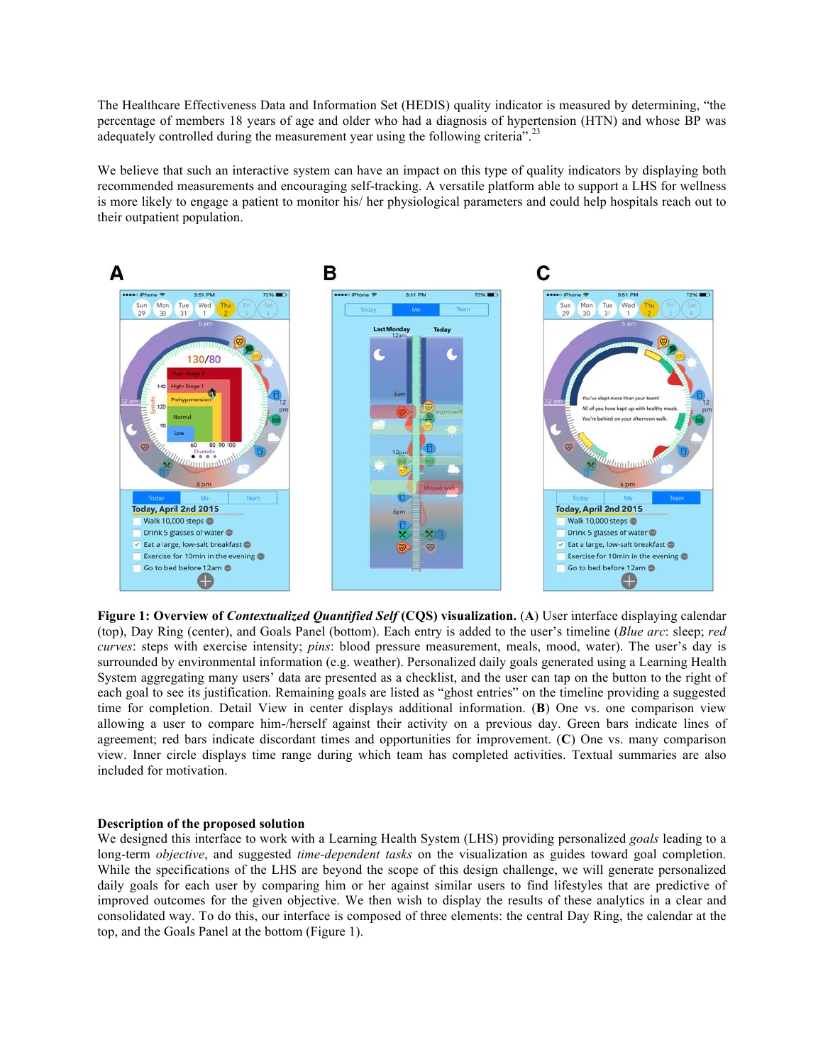The Healthcare Effectiveness Data and Information Set (HEDIS) quality indicator is measured by determining, "the percentage of members 18 years of age and older who had a diagnosis of hypertension (HTN) and whose BP was adequately controlled during the measurement year using the following criteria".[23]

We believe that such an interactive system can have an impact on this type of quality indicators by displaying both recommended measurements and encouraging self-tracking. A versatile platform able to support a LHS for wellness is more likely to engage a patient to monitor his/ her physiological parameters and could help hospitals reach out to their outpatient population.

**Figure 1: Overview of *Contextualized Quantified Self* (CQS) visualization.** (**A**) User interface displaying calendar (top), Day Ring (center), and Goals Panel (bottom). Each entry is added to the user's timeline (*Blue arc*: sleep; *red curves*: steps with exercise intensity; *pins*: blood pressure measurement, meals, mood, water). The user's day is surrounded by environmental information (e.g. weather). Personalized daily goals generated using a Learning Health System aggregating many users' data are presented as a checklist, and the user can tap on the button to the right of each goal to see its justification. Remaining goals are listed as "ghost entries" on the timeline providing a suggested time for completion. Detail View in center displays additional information. (**B**) One vs. one comparison view allowing a user to compare him-/herself against their activity on a previous day. Green bars indicate lines of agreement; red bars indicate discordant times and opportunities for improvement. (**C**) One vs. many comparison view. Inner circle displays time range during which team has completed activities. Textual summaries are also included for motivation.

**Description of the proposed solution**

We designed this interface to work with a Learning Health System (LHS) providing personalized *goals* leading to a long-term *objective*, and suggested *time-dependent tasks* on the visualization as guides toward goal completion. While the specifications of the LHS are beyond the scope of this design challenge, we will generate personalized daily goals for each user by comparing him or her against similar users to find lifestyles that are predictive of improved outcomes for the given objective. We then wish to display the results of these analytics in a clear and consolidated way. To do this, our interface is composed of three elements: the central Day Ring, the calendar at the top, and the Goals Panel at the bottom (Figure 1).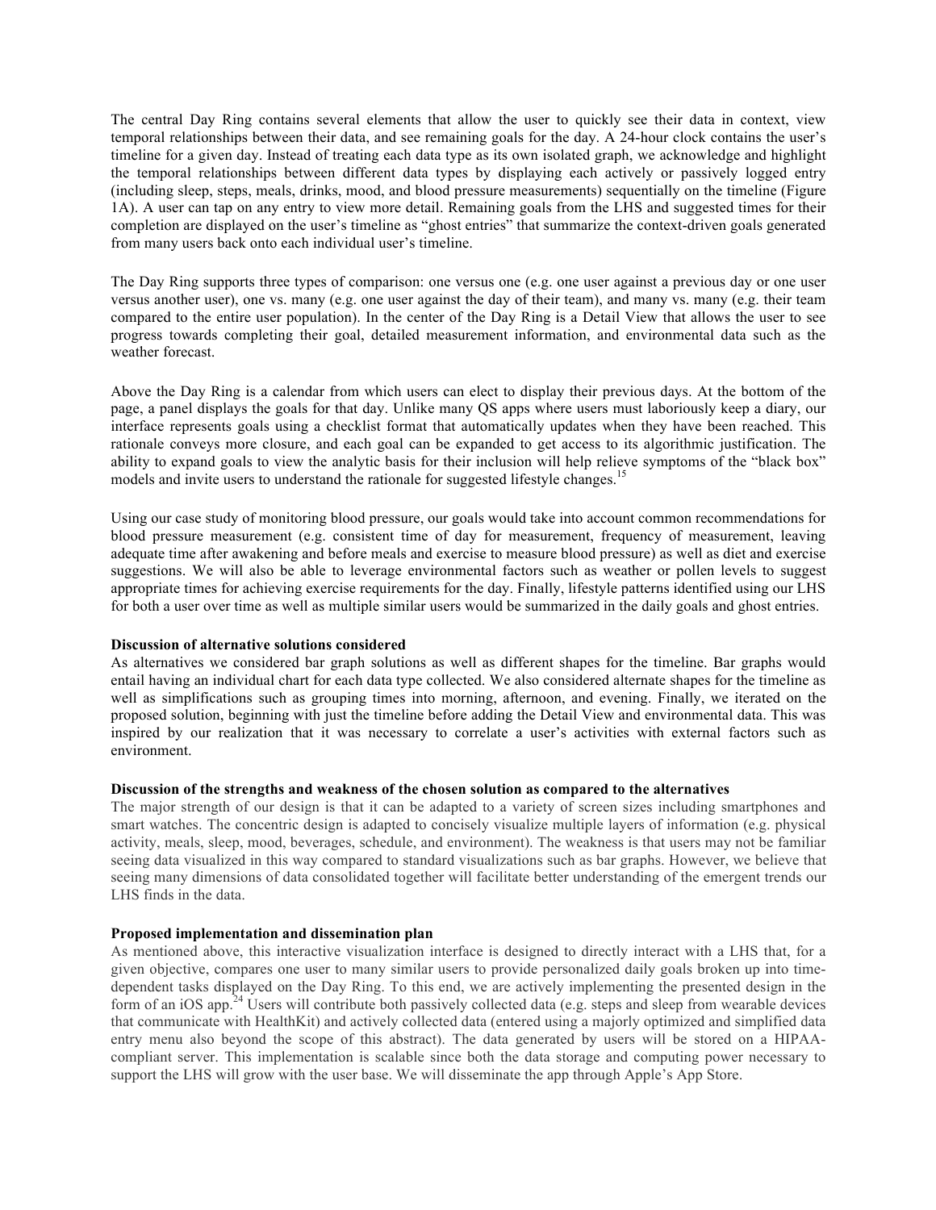The central Day Ring contains several elements that allow the user to quickly see their data in context, view temporal relationships between their data, and see remaining goals for the day. A 24-hour clock contains the user's timeline for a given day. Instead of treating each data type as its own isolated graph, we acknowledge and highlight the temporal relationships between different data types by displaying each actively or passively logged entry (including sleep, steps, meals, drinks, mood, and blood pressure measurements) sequentially on the timeline (Figure 1A). A user can tap on any entry to view more detail. Remaining goals from the LHS and suggested times for their completion are displayed on the user's timeline as "ghost entries" that summarize the context-driven goals generated from many users back onto each individual user's timeline.

The Day Ring supports three types of comparison: one versus one (e.g. one user against a previous day or one user versus another user), one vs. many (e.g. one user against the day of their team), and many vs. many (e.g. their team compared to the entire user population). In the center of the Day Ring is a Detail View that allows the user to see progress towards completing their goal, detailed measurement information, and environmental data such as the weather forecast.

Above the Day Ring is a calendar from which users can elect to display their previous days. At the bottom of the page, a panel displays the goals for that day. Unlike many QS apps where users must laboriously keep a diary, our interface represents goals using a checklist format that automatically updates when they have been reached. This rationale conveys more closure, and each goal can be expanded to get access to its algorithmic justification. The ability to expand goals to view the analytic basis for their inclusion will help relieve symptoms of the "black box" models and invite users to understand the rationale for suggested lifestyle changes.[15]

Using our case study of monitoring blood pressure, our goals would take into account common recommendations for blood pressure measurement (e.g. consistent time of day for measurement, frequency of measurement, leaving adequate time after awakening and before meals and exercise to measure blood pressure) as well as diet and exercise suggestions. We will also be able to leverage environmental factors such as weather or pollen levels to suggest appropriate times for achieving exercise requirements for the day. Finally, lifestyle patterns identified using our LHS for both a user over time as well as multiple similar users would be summarized in the daily goals and ghost entries.

**Discussion of alternative solutions considered**

As alternatives we considered bar graph solutions as well as different shapes for the timeline. Bar graphs would entail having an individual chart for each data type collected. We also considered alternate shapes for the timeline as well as simplifications such as grouping times into morning, afternoon, and evening. Finally, we iterated on the proposed solution, beginning with just the timeline before adding the Detail View and environmental data. This was inspired by our realization that it was necessary to correlate a user's activities with external factors such as environment.

**Discussion of the strengths and weakness of the chosen solution as compared to the alternatives**

The major strength of our design is that it can be adapted to a variety of screen sizes including smartphones and smart watches. The concentric design is adapted to concisely visualize multiple layers of information (e.g. physical activity, meals, sleep, mood, beverages, schedule, and environment). The weakness is that users may not be familiar seeing data visualized in this way compared to standard visualizations such as bar graphs. However, we believe that seeing many dimensions of data consolidated together will facilitate better understanding of the emergent trends our LHS finds in the data.

**Proposed implementation and dissemination plan**

As mentioned above, this interactive visualization interface is designed to directly interact with a LHS that, for a given objective, compares one user to many similar users to provide personalized daily goals broken up into time-dependent tasks displayed on the Day Ring. To this end, we are actively implementing the presented design in the form of an iOS app.[24] Users will contribute both passively collected data (e.g. steps and sleep from wearable devices that communicate with HealthKit) and actively collected data (entered using a majorly optimized and simplified data entry menu also beyond the scope of this abstract). The data generated by users will be stored on a HIPAA-compliant server. This implementation is scalable since both the data storage and computing power necessary to support the LHS will grow with the user base. We will disseminate the app through Apple's App Store.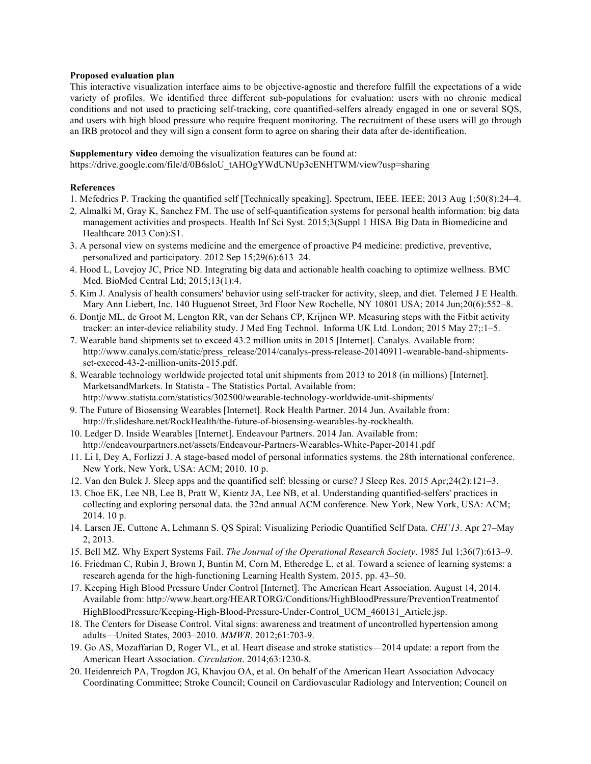**Proposed evaluation plan**

This interactive visualization interface aims to be objective-agnostic and therefore fulfill the expectations of a wide variety of profiles. We identified three different sub-populations for evaluation: users with no chronic medical conditions and not used to practicing self-tracking, core quantified-selfers already engaged in one or several SQS, and users with high blood pressure who require frequent monitoring. The recruitment of these users will go through an IRB protocol and they will sign a consent form to agree on sharing their data after de-identification.

**Supplementary video** demoing the visualization features can be found at:
https://drive.google.com/file/d/0B6sloU_tAHOgYWdUNUp3cENHTWM/view?usp=sharing

**References**

1. Mcfedries P. Tracking the quantified self [Technically speaking]. Spectrum, IEEE. IEEE; 2013 Aug 1;50(8):24–4.
2. Almalki M, Gray K, Sanchez FM. The use of self-quantification systems for personal health information: big data management activities and prospects. Health Inf Sci Syst. 2015;3(Suppl 1 HISA Big Data in Biomedicine and Healthcare 2013 Con):S1.
3. A personal view on systems medicine and the emergence of proactive P4 medicine: predictive, preventive, personalized and participatory. 2012 Sep 15;29(6):613–24.
4. Hood L, Lovejoy JC, Price ND. Integrating big data and actionable health coaching to optimize wellness. BMC Med. BioMed Central Ltd; 2015;13(1):4.
5. Kim J. Analysis of health consumers' behavior using self-tracker for activity, sleep, and diet. Telemed J E Health. Mary Ann Liebert, Inc. 140 Huguenot Street, 3rd Floor New Rochelle, NY 10801 USA; 2014 Jun;20(6):552–8.
6. Dontje ML, de Groot M, Lengton RR, van der Schans CP, Krijnen WP. Measuring steps with the Fitbit activity tracker: an inter-device reliability study. J Med Eng Technol. Informa UK Ltd. London; 2015 May 27;:1–5.
7. Wearable band shipments set to exceed 43.2 million units in 2015 [Internet]. Canalys. Available from: http://www.canalys.com/static/press_release/2014/canalys-press-release-20140911-wearable-band-shipments-set-exceed-43-2-million-units-2015.pdf.
8. Wearable technology worldwide projected total unit shipments from 2013 to 2018 (in millions) [Internet]. MarketsandMarkets. In Statista - The Statistics Portal. Available from: http://www.statista.com/statistics/302500/wearable-technology-worldwide-unit-shipments/
9. The Future of Biosensing Wearables [Internet]. Rock Health Partner. 2014 Jun. Available from: http://fr.slideshare.net/RockHealth/the-future-of-biosensing-wearables-by-rockhealth.
10. Ledger D. Inside Wearables [Internet]. Endeavour Partners. 2014 Jan. Available from: http://endeavourpartners.net/assets/Endeavour-Partners-Wearables-White-Paper-20141.pdf
11. Li I, Dey A, Forlizzi J. A stage-based model of personal informatics systems. the 28th international conference. New York, New York, USA: ACM; 2010. 10 p.
12. Van den Bulck J. Sleep apps and the quantified self: blessing or curse? J Sleep Res. 2015 Apr;24(2):121–3.
13. Choe EK, Lee NB, Lee B, Pratt W, Kientz JA, Lee NB, et al. Understanding quantified-selfers' practices in collecting and exploring personal data. the 32nd annual ACM conference. New York, New York, USA: ACM; 2014. 10 p.
14. Larsen JE, Cuttone A, Lehmann S. QS Spiral: Visualizing Periodic Quantified Self Data. *CHI'13*. Apr 27–May 2, 2013.
15. Bell MZ. Why Expert Systems Fail. *The Journal of the Operational Research Society*. 1985 Jul 1;36(7):613–9.
16. Friedman C, Rubin J, Brown J, Buntin M, Corn M, Etheredge L, et al. Toward a science of learning systems: a research agenda for the high-functioning Learning Health System. 2015. pp. 43–50.
17. Keeping High Blood Pressure Under Control [Internet]. The American Heart Association. August 14, 2014. Available from: http://www.heart.org/HEARTORG/Conditions/HighBloodPressure/PreventionTreatmentofHighBloodPressure/Keeping-High-Blood-Pressure-Under-Control_UCM_460131_Article.jsp.
18. The Centers for Disease Control. Vital signs: awareness and treatment of uncontrolled hypertension among adults—United States, 2003–2010. *MMWR*. 2012;61:703-9.
19. Go AS, Mozaffarian D, Roger VL, et al. Heart disease and stroke statistics—2014 update: a report from the American Heart Association. *Circulation*. 2014;63:1230-8.
20. Heidenreich PA, Trogdon JG, Khavjou OA, et al. On behalf of the American Heart Association Advocacy Coordinating Committee; Stroke Council; Council on Cardiovascular Radiology and Intervention; Council on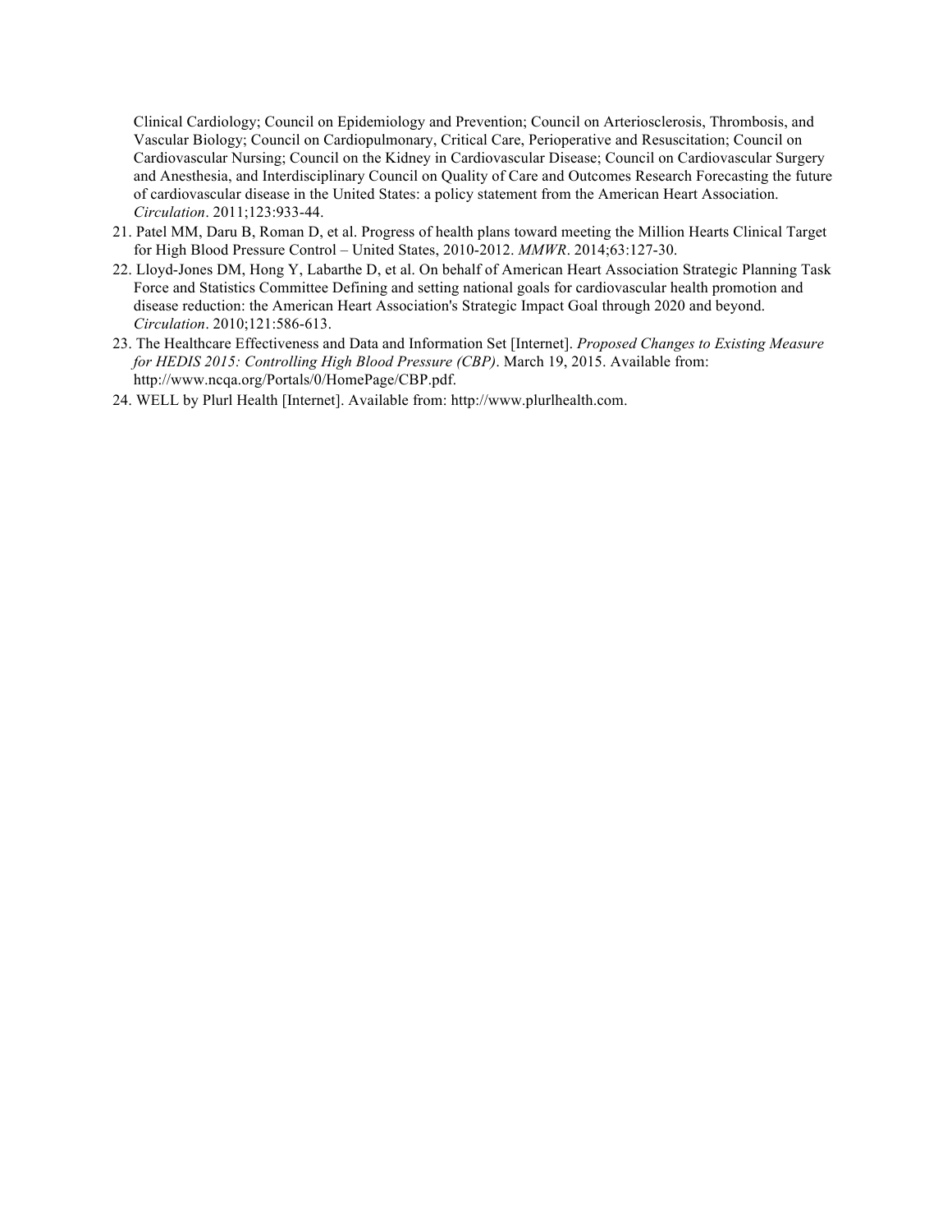Clinical Cardiology; Council on Epidemiology and Prevention; Council on Arteriosclerosis, Thrombosis, and Vascular Biology; Council on Cardiopulmonary, Critical Care, Perioperative and Resuscitation; Council on Cardiovascular Nursing; Council on the Kidney in Cardiovascular Disease; Council on Cardiovascular Surgery and Anesthesia, and Interdisciplinary Council on Quality of Care and Outcomes Research Forecasting the future of cardiovascular disease in the United States: a policy statement from the American Heart Association. *Circulation*. 2011;123:933-44.

21. Patel MM, Daru B, Roman D, et al. Progress of health plans toward meeting the Million Hearts Clinical Target for High Blood Pressure Control – United States, 2010-2012. *MMWR*. 2014;63:127-30.
22. Lloyd-Jones DM, Hong Y, Labarthe D, et al. On behalf of American Heart Association Strategic Planning Task Force and Statistics Committee Defining and setting national goals for cardiovascular health promotion and disease reduction: the American Heart Association's Strategic Impact Goal through 2020 and beyond. *Circulation*. 2010;121:586-613.
23. The Healthcare Effectiveness and Data and Information Set [Internet]. *Proposed Changes to Existing Measure for HEDIS 2015: Controlling High Blood Pressure (CBP)*. March 19, 2015. Available from: http://www.ncqa.org/Portals/0/HomePage/CBP.pdf.
24. WELL by Plurl Health [Internet]. Available from: http://www.plurlhealth.com.